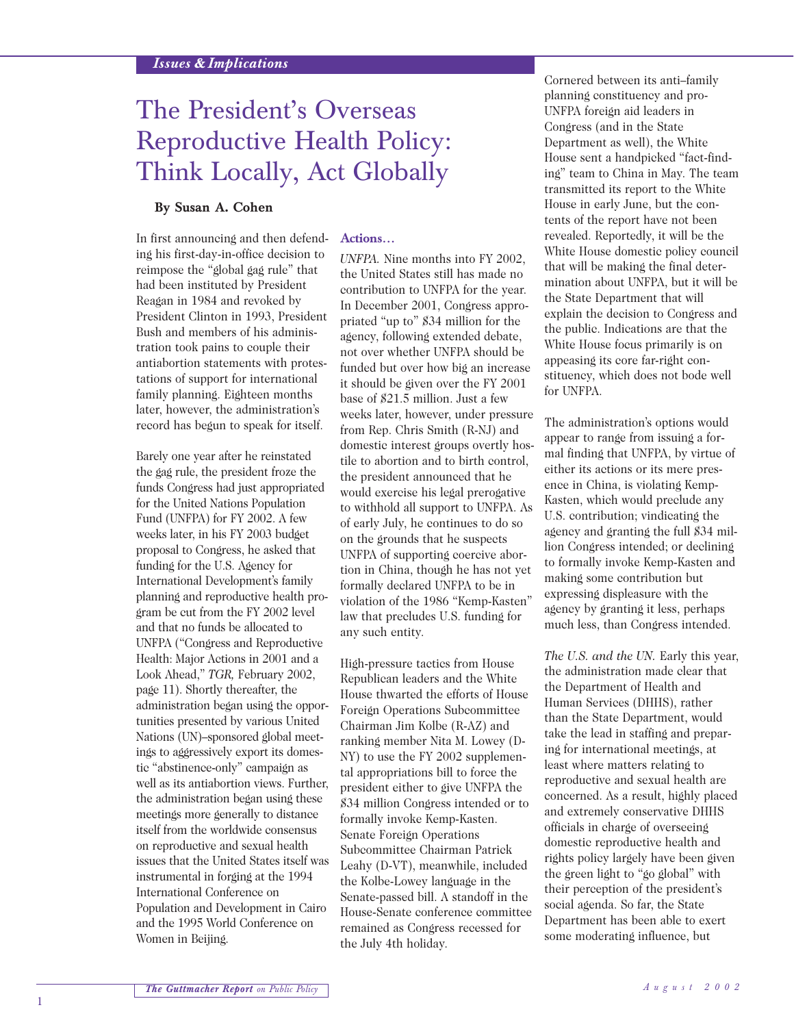*Issues & Implications*

# The President's Overseas Reproductive Health Policy: Think Locally, Act Globally

**By Susan A. Cohen**

In first announcing and then defending his first-day-in-office decision to reimpose the "global gag rule" that had been instituted by President Reagan in 1984 and revoked by President Clinton in 1993, President Bush and members of his administration took pains to couple their antiabortion statements with protestations of support for international family planning. Eighteen months later, however, the administration's record has begun to speak for itself.

Barely one year after he reinstated the gag rule, the president froze the funds Congress had just appropriated for the United Nations Population Fund (UNFPA) for FY 2002. A few weeks later, in his FY 2003 budget proposal to Congress, he asked that funding for the U.S. Agency for International Development's family planning and reproductive health program be cut from the FY 2002 level and that no funds be allocated to UNFPA ("Congress and Reproductive Health: Major Actions in 2001 and a Look Ahead," *TGR,* February 2002, page 11). Shortly thereafter, the administration began using the opportunities presented by various United Nations (UN)–sponsored global meetings to aggressively export its domestic "abstinence-only" campaign as well as its antiabortion views. Further, the administration began using these meetings more generally to distance itself from the worldwide consensus on reproductive and sexual health issues that the United States itself was instrumental in forging at the 1994 International Conference on Population and Development in Cairo and the 1995 World Conference on Women in Beijing.

## Actions…

*UNFPA.* Nine months into FY 2002, the United States still has made no contribution to UNFPA for the year. In December 2001, Congress appropriated "up to" $34 million for the agency, following extended debate, not over whether UNFPA should be funded but over how big an increase it should be given over the FY 2001 base of $21.5 million. Just a few weeks later, however, under pressure from Rep. Chris Smith (R-NJ) and domestic interest groups overtly hostile to abortion and to birth control, the president announced that he would exercise his legal prerogative to withhold all support to UNFPA. As of early July, he continues to do so on the grounds that he suspects UNFPA of supporting coercive abortion in China, though he has not yet formally declared UNFPA to be in violation of the 1986 "Kemp-Kasten" law that precludes U.S. funding for any such entity.

High-pressure tactics from House Republican leaders and the White House thwarted the efforts of House Foreign Operations Subcommittee Chairman Jim Kolbe (R-AZ) and ranking member Nita M. Lowey (D-NY) to use the FY 2002 supplemental appropriations bill to force the president either to give UNFPA the $34 million Congress intended or to formally invoke Kemp-Kasten. Senate Foreign Operations Subcommittee Chairman Patrick Leahy (D-VT), meanwhile, included the Kolbe-Lowey language in the Senate-passed bill. A standoff in the House-Senate conference committee remained as Congress recessed for the July 4th holiday.

Cornered between its anti–family planning constituency and pro-UNFPA foreign aid leaders in Congress (and in the State Department as well), the White House sent a handpicked "fact-finding" team to China in May. The team transmitted its report to the White House in early June, but the contents of the report have not been revealed. Reportedly, it will be the White House domestic policy council that will be making the final determination about UNFPA, but it will be the State Department that will explain the decision to Congress and the public. Indications are that the White House focus primarily is on appeasing its core far-right constituency, which does not bode well for UNFPA.

The administration's options would appear to range from issuing a formal finding that UNFPA, by virtue of either its actions or its mere presence in China, is violating Kemp-Kasten, which would preclude any U.S. contribution; vindicating the agency and granting the full $34 million Congress intended; or declining to formally invoke Kemp-Kasten and making some contribution but expressing displeasure with the agency by granting it less, perhaps much less, than Congress intended.

*The U.S. and the UN.* Early this year, the administration made clear that the Department of Health and Human Services (DHHS), rather than the State Department, would take the lead in staffing and preparing for international meetings, at least where matters relating to reproductive and sexual health are concerned. As a result, highly placed and extremely conservative DHHS officials in charge of overseeing domestic reproductive health and rights policy largely have been given the green light to "go global" with their perception of the president's social agenda. So far, the State Department has been able to exert some moderating influence, but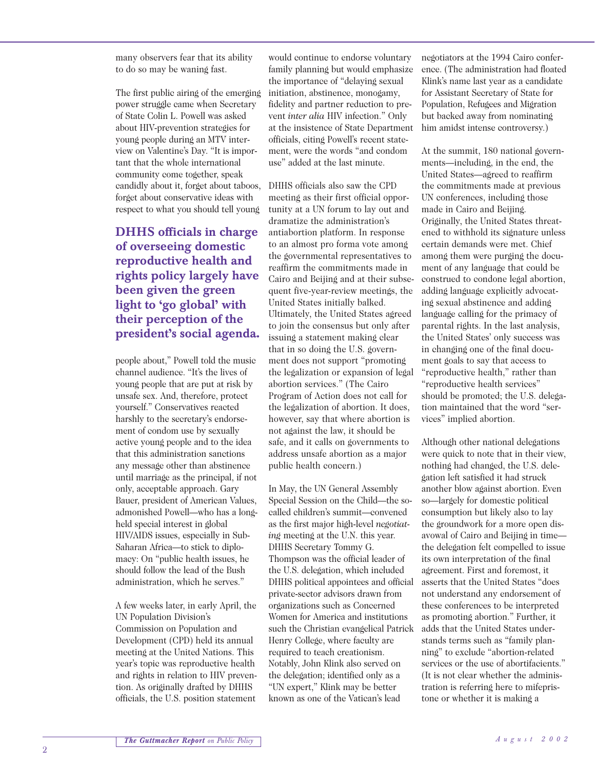many observers fear that its ability to do so may be waning fast.

The first public airing of the emerging power struggle came when Secretary of State Colin L. Powell was asked about HIV-prevention strategies for young people during an MTV interview on Valentine's Day. "It is important that the whole international community come together, speak candidly about it, forget about taboos, forget about conservative ideas with respect to what you should tell young people about," Powell told the music channel audience. "It's the lives of young people that are put at risk by unsafe sex. And, therefore, protect yourself." Conservatives reacted harshly to the secretary's endorsement of condom use by sexually active young people and to the idea that this administration sanctions any message other than abstinence until marriage as the principal, if not only, acceptable approach. Gary Bauer, president of American Values, admonished Powell—who has a long-held special interest in global HIV/AIDS issues, especially in Sub-Saharan Africa—to stick to diplomacy: On "public health issues, he should follow the lead of the Bush administration, which he serves."

**DHHS officials in charge of overseeing domestic reproductive health and rights policy largely have been given the green light to 'go global' with their perception of the president's social agenda.**

A few weeks later, in early April, the UN Population Division's Commission on Population and Development (CPD) held its annual meeting at the United Nations. This year's topic was reproductive health and rights in relation to HIV prevention. As originally drafted by DHHS officials, the U.S. position statement would continue to endorse voluntary family planning but would emphasize the importance of "delaying sexual initiation, abstinence, monogamy, fidelity and partner reduction to prevent *inter alia* HIV infection." Only at the insistence of State Department officials, citing Powell's recent statement, were the words "and condom use" added at the last minute.

DHHS officials also saw the CPD meeting as their first official opportunity at a UN forum to lay out and dramatize the administration's antiabortion platform. In response to an almost pro forma vote among the governmental representatives to reaffirm the commitments made in Cairo and Beijing and at their subsequent five-year-review meetings, the United States initially balked. Ultimately, the United States agreed to join the consensus but only after issuing a statement making clear that in so doing the U.S. government does not support "promoting the legalization or expansion of legal abortion services." (The Cairo Program of Action does not call for the legalization of abortion. It does, however, say that where abortion is not against the law, it should be safe, and it calls on governments to address unsafe abortion as a major public health concern.)

In May, the UN General Assembly Special Session on the Child—the so-called children's summit—convened as the first major high-level *negotiating* meeting at the U.N. this year. DHHS Secretary Tommy G. Thompson was the official leader of the U.S. delegation, which included DHHS political appointees and official private-sector advisors drawn from organizations such as Concerned Women for America and institutions such the Christian evangelical Patrick Henry College, where faculty are required to teach creationism. Notably, John Klink also served on the delegation; identified only as a "UN expert," Klink may be better known as one of the Vatican's lead negotiators at the 1994 Cairo conference. (The administration had floated Klink's name last year as a candidate for Assistant Secretary of State for Population, Refugees and Migration but backed away from nominating him amidst intense controversy.)

At the summit, 180 national governments—including, in the end, the United States—agreed to reaffirm the commitments made at previous UN conferences, including those made in Cairo and Beijing. Originally, the United States threatened to withhold its signature unless certain demands were met. Chief among them were purging the document of any language that could be construed to condone legal abortion, adding language explicitly advocating sexual abstinence and adding language calling for the primacy of parental rights. In the last analysis, the United States' only success was in changing one of the final document goals to say that access to "reproductive health," rather than "reproductive health services" should be promoted; the U.S. delegation maintained that the word "services" implied abortion.

Although other national delegations were quick to note that in their view, nothing had changed, the U.S. delegation left satisfied it had struck another blow against abortion. Even so—largely for domestic political consumption but likely also to lay the groundwork for a more open disavowal of Cairo and Beijing in time—the delegation felt compelled to issue its own interpretation of the final agreement. First and foremost, it asserts that the United States "does not understand any endorsement of these conferences to be interpreted as promoting abortion." Further, it adds that the United States understands terms such as "family planning" to exclude "abortion-related services or the use of abortifacients." (It is not clear whether the administration is referring here to mifepristone or whether it is making a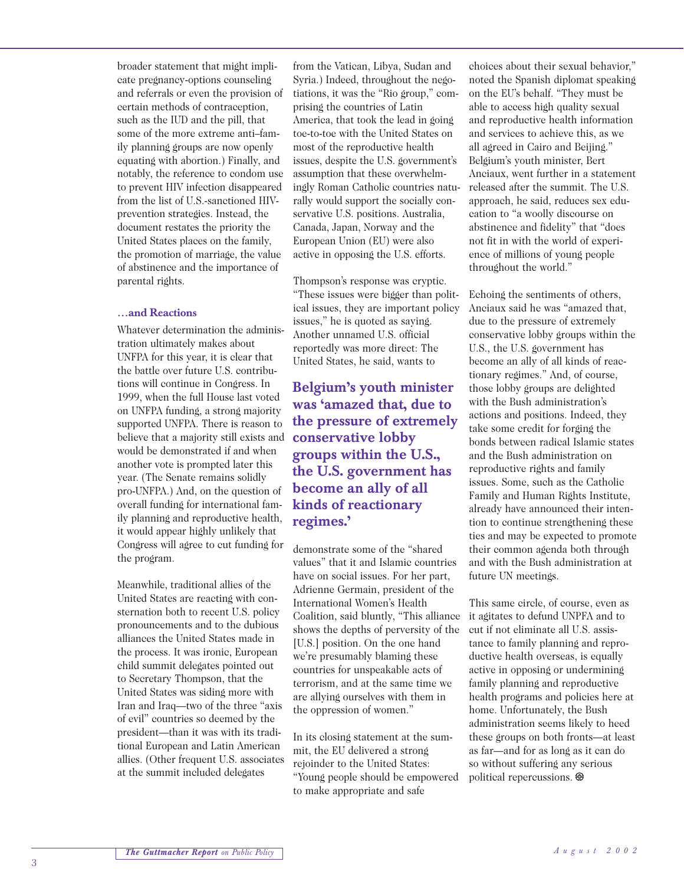broader statement that might implicate pregnancy-options counseling and referrals or even the provision of certain methods of contraception, such as the IUD and the pill, that some of the more extreme anti–family planning groups are now openly equating with abortion.) Finally, and notably, the reference to condom use to prevent HIV infection disappeared from the list of U.S.-sanctioned HIV-prevention strategies. Instead, the document restates the priority the United States places on the family, the promotion of marriage, the value of abstinence and the importance of parental rights.

### …and Reactions

Whatever determination the administration ultimately makes about UNFPA for this year, it is clear that the battle over future U.S. contributions will continue in Congress. In 1999, when the full House last voted on UNFPA funding, a strong majority supported UNFPA. There is reason to believe that a majority still exists and would be demonstrated if and when another vote is prompted later this year. (The Senate remains solidly pro-UNFPA.) And, on the question of overall funding for international family planning and reproductive health, it would appear highly unlikely that Congress will agree to cut funding for the program.

Meanwhile, traditional allies of the United States are reacting with consternation both to recent U.S. policy pronouncements and to the dubious alliances the United States made in the process. It was ironic, European child summit delegates pointed out to Secretary Thompson, that the United States was siding more with Iran and Iraq—two of the three "axis of evil" countries so deemed by the president—than it was with its traditional European and Latin American allies. (Other frequent U.S. associates at the summit included delegates from the Vatican, Libya, Sudan and Syria.) Indeed, throughout the negotiations, it was the "Rio group," comprising the countries of Latin America, that took the lead in going toe-to-toe with the United States on most of the reproductive health issues, despite the U.S. government's assumption that these overwhelmingly Roman Catholic countries naturally would support the socially conservative U.S. positions. Australia, Canada, Japan, Norway and the European Union (EU) were also active in opposing the U.S. efforts.

Thompson's response was cryptic. "These issues were bigger than political issues, they are important policy issues," he is quoted as saying. Another unnamed U.S. official reportedly was more direct: The United States, he said, wants to demonstrate some of the "shared values" that it and Islamic countries have on social issues. For her part, Adrienne Germain, president of the International Women's Health Coalition, said bluntly, "This alliance shows the depths of perversity of the [U.S.] position. On the one hand we're presumably blaming these countries for unspeakable acts of terrorism, and at the same time we are allying ourselves with them in the oppression of women."

**Belgium's youth minister was 'amazed that, due to the pressure of extremely conservative lobby groups within the U.S., the U.S. government has become an ally of all kinds of reactionary regimes.'**

In its closing statement at the summit, the EU delivered a strong rejoinder to the United States: "Young people should be empowered to make appropriate and safe choices about their sexual behavior," noted the Spanish diplomat speaking on the EU's behalf. "They must be able to access high quality sexual and reproductive health information and services to achieve this, as we all agreed in Cairo and Beijing." Belgium's youth minister, Bert Anciaux, went further in a statement released after the summit. The U.S. approach, he said, reduces sex education to "a woolly discourse on abstinence and fidelity" that "does not fit in with the world of experience of millions of young people throughout the world."

Echoing the sentiments of others, Anciaux said he was "amazed that, due to the pressure of extremely conservative lobby groups within the U.S., the U.S. government has become an ally of all kinds of reactionary regimes." And, of course, those lobby groups are delighted with the Bush administration's actions and positions. Indeed, they take some credit for forging the bonds between radical Islamic states and the Bush administration on reproductive rights and family issues. Some, such as the Catholic Family and Human Rights Institute, already have announced their intention to continue strengthening these ties and may be expected to promote their common agenda both through and with the Bush administration at future UN meetings.

This same circle, of course, even as it agitates to defund UNPFA and to cut if not eliminate all U.S. assistance to family planning and reproductive health overseas, is equally active in opposing or undermining family planning and reproductive health programs and policies here at home. Unfortunately, the Bush administration seems likely to heed these groups on both fronts—at least as far—and for as long as it can do so without suffering any serious political repercussions.